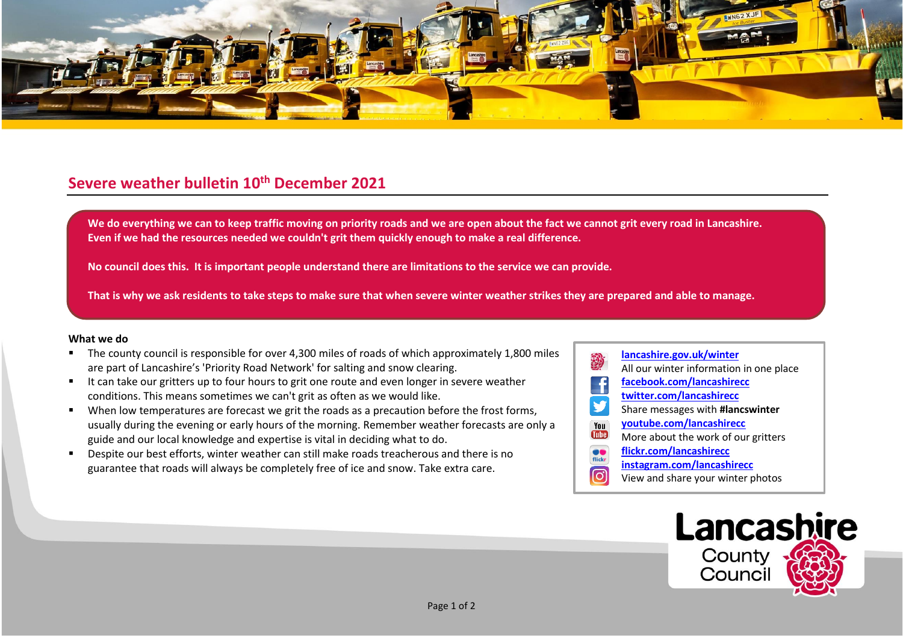## Severe weather bulletin 10th December 2021

**We do everything we can to keep traffic moving on priority roads and we are open about the fact we cannot grit every road in Lancashire. Even if we had the resources needed we couldn't grit them quickly enough to make a real difference.**

**No council does this. It is important people understand there are limitations to the service we can provide.**

**That is why we ask residents to take steps to make sure that when severe winter weather strikes they are prepared and able to manage.**

**What we do**

- The county council is responsible for over 4,300 miles of roads of which approximately 1,800 miles are part of Lancashire's 'Priority Road Network' for salting and snow clearing.
- It can take our gritters up to four hours to grit one route and even longer in severe weather conditions. This means sometimes we can't grit as often as we would like.
- When low temperatures are forecast we grit the roads as a precaution before the frost forms, usually during the evening or early hours of the morning. Remember weather forecasts are only a guide and our local knowledge and expertise is vital in deciding what to do.
- Despite our best efforts, winter weather can still make roads treacherous and there is no guarantee that roads will always be completely free of ice and snow. Take extra care.

**lancashire.gov.uk/winter**
All our winter information in one place
**facebook.com/lancashirecc**
**twitter.com/lancashirecc**
Share messages with **#lancswinter**
**youtube.com/lancashirecc**
More about the work of our gritters
**flickr.com/lancashirecc**
**instagram.com/lancashirecc**
View and share your winter photos

Lancashire County Council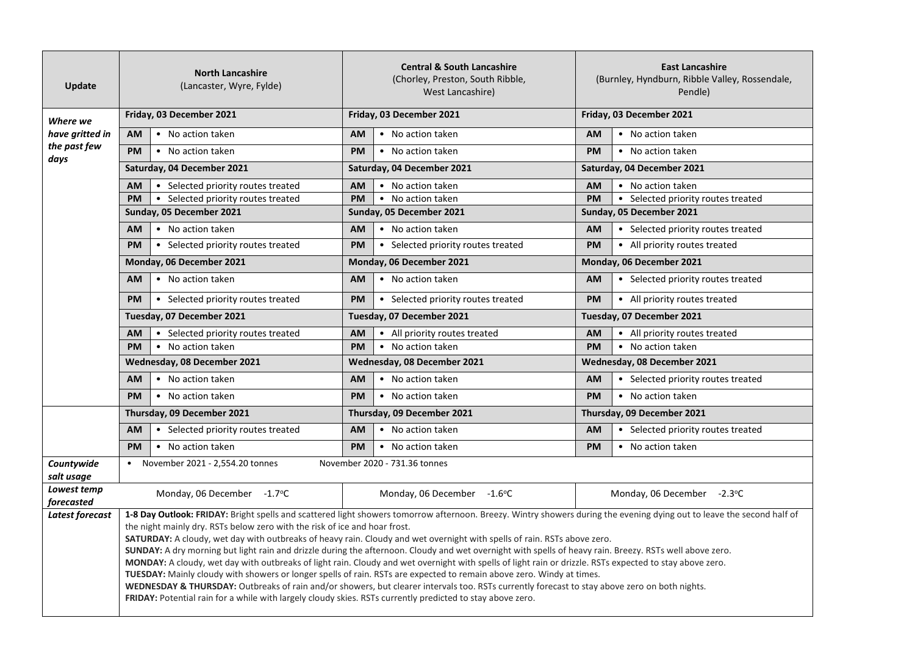| Update | North Lancashire (Lancaster, Wyre, Fylde) | | Central & South Lancashire (Chorley, Preston, South Ribble, West Lancashire) | | East Lancashire (Burnley, Hyndburn, Ribble Valley, Rossendale, Pendle) | |
|---|---|---|---|---|---|---|
| ***Where we have gritted in the past few days*** | **Friday, 03 December 2021** | | **Friday, 03 December 2021** | | **Friday, 03 December 2021** | |
| | **AM** | • No action taken | **AM** | • No action taken | **AM** | • No action taken |
| | **PM** | • No action taken | **PM** | • No action taken | **PM** | • No action taken |
| | **Saturday, 04 December 2021** | | **Saturday, 04 December 2021** | | **Saturday, 04 December 2021** | |
| | **AM** | • Selected priority routes treated | **AM** | • No action taken | **AM** | • No action taken |
| | **PM** | • Selected priority routes treated | **PM** | • No action taken | **PM** | • Selected priority routes treated |
| | **Sunday, 05 December 2021** | | **Sunday, 05 December 2021** | | **Sunday, 05 December 2021** | |
| | **AM** | • No action taken | **AM** | • No action taken | **AM** | • Selected priority routes treated |
| | **PM** | • Selected priority routes treated | **PM** | • Selected priority routes treated | **PM** | • All priority routes treated |
| | **Monday, 06 December 2021** | | **Monday, 06 December 2021** | | **Monday, 06 December 2021** | |
| | **AM** | • No action taken | **AM** | • No action taken | **AM** | • Selected priority routes treated |
| | **PM** | • Selected priority routes treated | **PM** | • Selected priority routes treated | **PM** | • All priority routes treated |
| | **Tuesday, 07 December 2021** | | **Tuesday, 07 December 2021** | | **Tuesday, 07 December 2021** | |
| | **AM** | • Selected priority routes treated | **AM** | • All priority routes treated | **AM** | • All priority routes treated |
| | **PM** | • No action taken | **PM** | • No action taken | **PM** | • No action taken |
| | **Wednesday, 08 December 2021** | | **Wednesday, 08 December 2021** | | **Wednesday, 08 December 2021** | |
| | **AM** | • No action taken | **AM** | • No action taken | **AM** | • Selected priority routes treated |
| | **PM** | • No action taken | **PM** | • No action taken | **PM** | • No action taken |
| | **Thursday, 09 December 2021** | | **Thursday, 09 December 2021** | | **Thursday, 09 December 2021** | |
| | **AM** | • Selected priority routes treated | **AM** | • No action taken | **AM** | • Selected priority routes treated |
| | **PM** | • No action taken | **PM** | • No action taken | **PM** | • No action taken |
| ***Countywide salt usage*** | • November 2021 - 2,554.20 tonnes | | November 2020 - 731.36 tonnes | | | |
| ***Lowest temp forecasted*** | Monday, 06 December -1.7°C | | Monday, 06 December -1.6°C | | Monday, 06 December -2.3°C | |
| ***Latest forecast*** | **1-8 Day Outlook: FRIDAY:** Bright spells and scattered light showers tomorrow afternoon. Breezy. Wintry showers during the evening dying out to leave the second half of the night mainly dry. RSTs below zero with the risk of ice and hoar frost.<br>**SATURDAY:** A cloudy, wet day with outbreaks of heavy rain. Cloudy and wet overnight with spells of rain. RSTs above zero.<br>**SUNDAY:** A dry morning but light rain and drizzle during the afternoon. Cloudy and wet overnight with spells of heavy rain. Breezy. RSTs well above zero.<br>**MONDAY:** A cloudy, wet day with outbreaks of light rain. Cloudy and wet overnight with spells of light rain or drizzle. RSTs expected to stay above zero.<br>**TUESDAY:** Mainly cloudy with showers or longer spells of rain. RSTs are expected to remain above zero. Windy at times.<br>**WEDNESDAY & THURSDAY:** Outbreaks of rain and/or showers, but clearer intervals too. RSTs currently forecast to stay above zero on both nights.<br>**FRIDAY:** Potential rain for a while with largely cloudy skies. RSTs currently predicted to stay above zero. | | | | | |